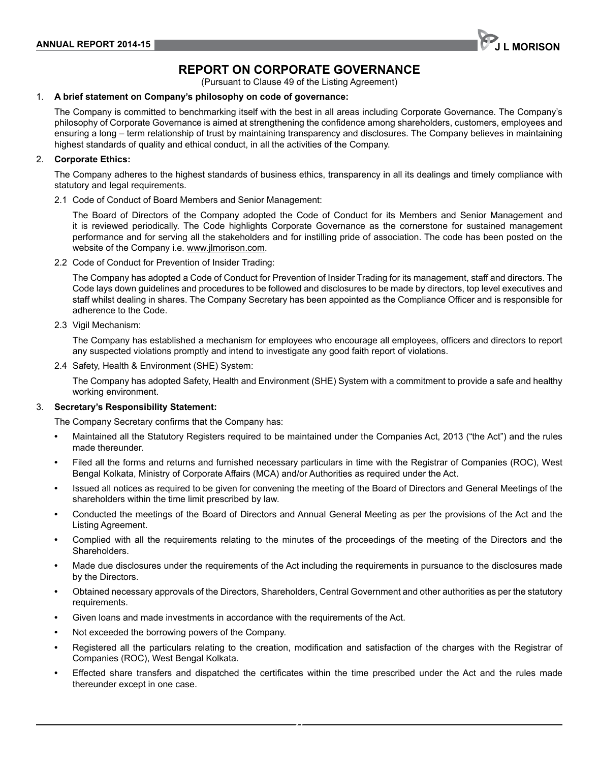# REPORT ON CORPORATE GOVERNANCE

(Pursuant to Clause 49 of the Listing Agreement)

1. **A brief statement on Company's philosophy on code of governance:**

   The Company is committed to benchmarking itself with the best in all areas including Corporate Governance. The Company's philosophy of Corporate Governance is aimed at strengthening the confidence among shareholders, customers, employees and ensuring a long – term relationship of trust by maintaining transparency and disclosures. The Company believes in maintaining highest standards of quality and ethical conduct, in all the activities of the Company.

2. **Corporate Ethics:**

   The Company adheres to the highest standards of business ethics, transparency in all its dealings and timely compliance with statutory and legal requirements.

   2.1 Code of Conduct of Board Members and Senior Management:

   The Board of Directors of the Company adopted the Code of Conduct for its Members and Senior Management and it is reviewed periodically. The Code highlights Corporate Governance as the cornerstone for sustained management performance and for serving all the stakeholders and for instilling pride of association. The code has been posted on the website of the Company i.e. www.jlmorison.com.

   2.2 Code of Conduct for Prevention of Insider Trading:

   The Company has adopted a Code of Conduct for Prevention of Insider Trading for its management, staff and directors. The Code lays down guidelines and procedures to be followed and disclosures to be made by directors, top level executives and staff whilst dealing in shares. The Company Secretary has been appointed as the Compliance Officer and is responsible for adherence to the Code.

   2.3 Vigil Mechanism:

   The Company has established a mechanism for employees who encourage all employees, officers and directors to report any suspected violations promptly and intend to investigate any good faith report of violations.

   2.4 Safety, Health & Environment (SHE) System:

   The Company has adopted Safety, Health and Environment (SHE) System with a commitment to provide a safe and healthy working environment.

3. **Secretary's Responsibility Statement:**

   The Company Secretary confirms that the Company has:

   - Maintained all the Statutory Registers required to be maintained under the Companies Act, 2013 ("the Act") and the rules made thereunder.
   - Filed all the forms and returns and furnished necessary particulars in time with the Registrar of Companies (ROC), West Bengal Kolkata, Ministry of Corporate Affairs (MCA) and/or Authorities as required under the Act.
   - Issued all notices as required to be given for convening the meeting of the Board of Directors and General Meetings of the shareholders within the time limit prescribed by law.
   - Conducted the meetings of the Board of Directors and Annual General Meeting as per the provisions of the Act and the Listing Agreement.
   - Complied with all the requirements relating to the minutes of the proceedings of the meeting of the Directors and the Shareholders.
   - Made due disclosures under the requirements of the Act including the requirements in pursuance to the disclosures made by the Directors.
   - Obtained necessary approvals of the Directors, Shareholders, Central Government and other authorities as per the statutory requirements.
   - Given loans and made investments in accordance with the requirements of the Act.
   - Not exceeded the borrowing powers of the Company.
   - Registered all the particulars relating to the creation, modification and satisfaction of the charges with the Registrar of Companies (ROC), West Bengal Kolkata.
   - Effected share transfers and dispatched the certificates within the time prescribed under the Act and the rules made thereunder except in one case.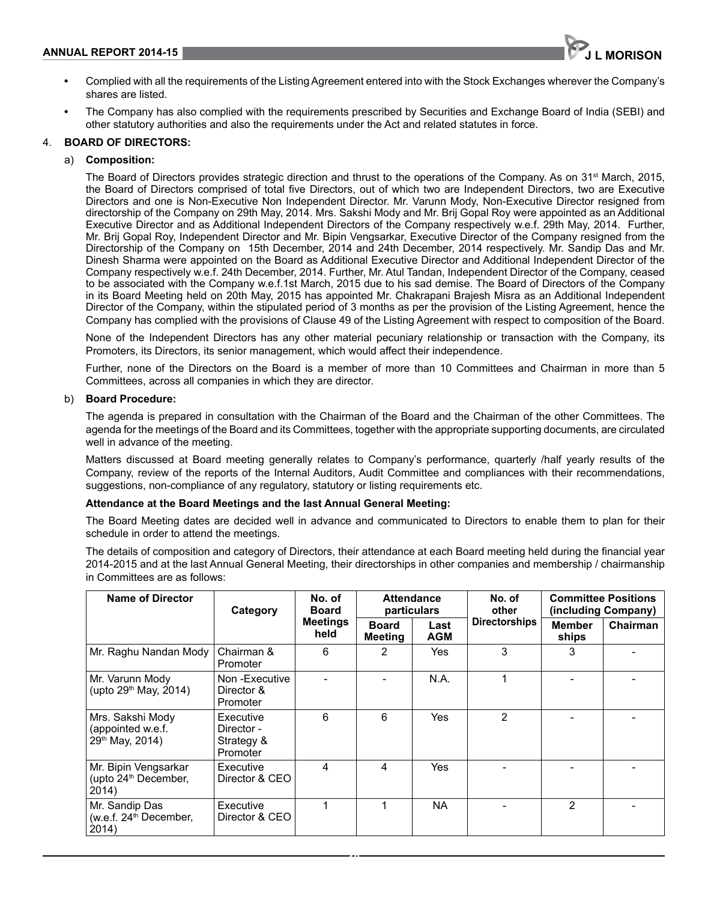- Complied with all the requirements of the Listing Agreement entered into with the Stock Exchanges wherever the Company's shares are listed.
- The Company has also complied with the requirements prescribed by Securities and Exchange Board of India (SEBI) and other statutory authorities and also the requirements under the Act and related statutes in force.

4. **BOARD OF DIRECTORS:**

a) **Composition:**

The Board of Directors provides strategic direction and thrust to the operations of the Company. As on 31st March, 2015, the Board of Directors comprised of total five Directors, out of which two are Independent Directors, two are Executive Directors and one is Non-Executive Non Independent Director. Mr. Varunn Mody, Non-Executive Director resigned from directorship of the Company on 29th May, 2014. Mrs. Sakshi Mody and Mr. Brij Gopal Roy were appointed as an Additional Executive Director and as Additional Independent Directors of the Company respectively w.e.f. 29th May, 2014. Further, Mr. Brij Gopal Roy, Independent Director and Mr. Bipin Vengsarkar, Executive Director of the Company resigned from the Directorship of the Company on 15th December, 2014 and 24th December, 2014 respectively. Mr. Sandip Das and Mr. Dinesh Sharma were appointed on the Board as Additional Executive Director and Additional Independent Director of the Company respectively w.e.f. 24th December, 2014. Further, Mr. Atul Tandan, Independent Director of the Company, ceased to be associated with the Company w.e.f.1st March, 2015 due to his sad demise. The Board of Directors of the Company in its Board Meeting held on 20th May, 2015 has appointed Mr. Chakrapani Brajesh Misra as an Additional Independent Director of the Company, within the stipulated period of 3 months as per the provision of the Listing Agreement, hence the Company has complied with the provisions of Clause 49 of the Listing Agreement with respect to composition of the Board.

None of the Independent Directors has any other material pecuniary relationship or transaction with the Company, its Promoters, its Directors, its senior management, which would affect their independence.

Further, none of the Directors on the Board is a member of more than 10 Committees and Chairman in more than 5 Committees, across all companies in which they are director.

b) **Board Procedure:**

The agenda is prepared in consultation with the Chairman of the Board and the Chairman of the other Committees. The agenda for the meetings of the Board and its Committees, together with the appropriate supporting documents, are circulated well in advance of the meeting.

Matters discussed at Board meeting generally relates to Company's performance, quarterly /half yearly results of the Company, review of the reports of the Internal Auditors, Audit Committee and compliances with their recommendations, suggestions, non-compliance of any regulatory, statutory or listing requirements etc.

**Attendance at the Board Meetings and the last Annual General Meeting:**

The Board Meeting dates are decided well in advance and communicated to Directors to enable them to plan for their schedule in order to attend the meetings.

The details of composition and category of Directors, their attendance at each Board meeting held during the financial year 2014-2015 and at the last Annual General Meeting, their directorships in other companies and membership / chairmanship in Committees are as follows:

| Name of Director | Category | No. of Board Meetings held | Attendance particulars | | No. of other Directorships | Committee Positions (including Company) | |
|---|---|---|---|---|---|---|---|
| | | | Board Meeting | Last AGM | | Member ships | Chairman |
| Mr. Raghu Nandan Mody | Chairman & Promoter | 6 | 2 | Yes | 3 | 3 | - |
| Mr. Varunn Mody (upto 29th May, 2014) | Non -Executive Director & Promoter | - | - | N.A. | 1 | - | - |
| Mrs. Sakshi Mody (appointed w.e.f. 29th May, 2014) | Executive Director - Strategy & Promoter | 6 | 6 | Yes | 2 | - | - |
| Mr. Bipin Vengsarkar (upto 24th December, 2014) | Executive Director & CEO | 4 | 4 | Yes | - | - | - |
| Mr. Sandip Das (w.e.f. 24th December, 2014) | Executive Director & CEO | 1 | 1 | NA | - | 2 | - |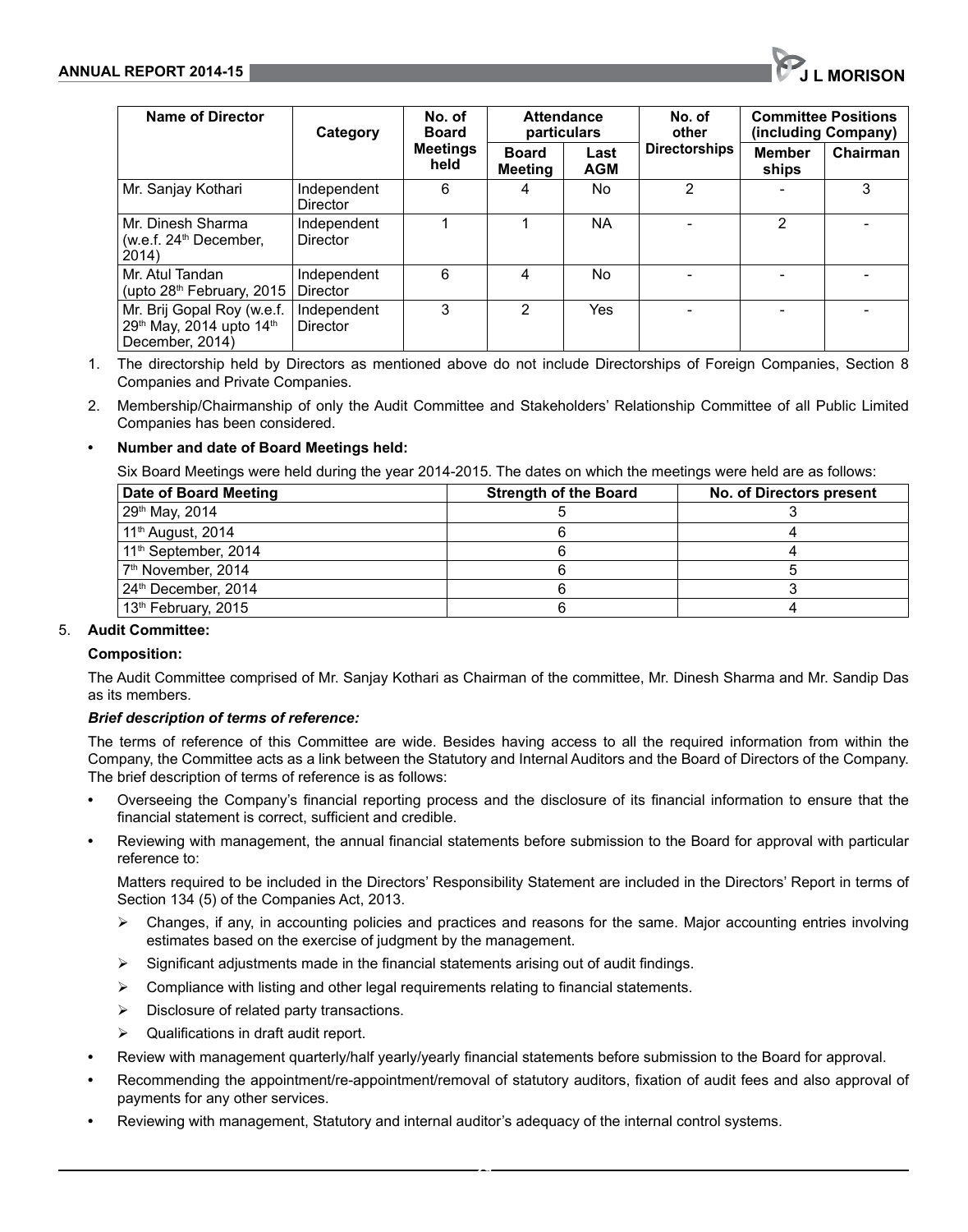| Name of Director | Category | No. of Board Meetings held | Attendance particulars | | No. of other Directorships | Committee Positions (including Company) | |
|---|---|---|---|---|---|---|---|
| | | | Board Meeting | Last AGM | | Member ships | Chairman |
| Mr. Sanjay Kothari | Independent Director | 6 | 4 | No | 2 | - | 3 |
| Mr. Dinesh Sharma (w.e.f. 24th December, 2014) | Independent Director | 1 | 1 | NA | - | 2 | - |
| Mr. Atul Tandan (upto 28th February, 2015 | Independent Director | 6 | 4 | No | - | - | - |
| Mr. Brij Gopal Roy (w.e.f. 29th May, 2014 upto 14th December, 2014) | Independent Director | 3 | 2 | Yes | - | - | - |

1. The directorship held by Directors as mentioned above do not include Directorships of Foreign Companies, Section 8 Companies and Private Companies.
2. Membership/Chairmanship of only the Audit Committee and Stakeholders' Relationship Committee of all Public Limited Companies has been considered.

- **Number and date of Board Meetings held:**

  Six Board Meetings were held during the year 2014-2015. The dates on which the meetings were held are as follows:

| Date of Board Meeting | Strength of the Board | No. of Directors present |
|---|---|---|
| 29th May, 2014 | 5 | 3 |
| 11th August, 2014 | 6 | 4 |
| 11th September, 2014 | 6 | 4 |
| 7th November, 2014 | 6 | 5 |
| 24th December, 2014 | 6 | 3 |
| 13th February, 2015 | 6 | 4 |

5. **Audit Committee:**

**Composition:**

The Audit Committee comprised of Mr. Sanjay Kothari as Chairman of the committee, Mr. Dinesh Sharma and Mr. Sandip Das as its members.

***Brief description of terms of reference:***

The terms of reference of this Committee are wide. Besides having access to all the required information from within the Company, the Committee acts as a link between the Statutory and Internal Auditors and the Board of Directors of the Company. The brief description of terms of reference is as follows:

- Overseeing the Company's financial reporting process and the disclosure of its financial information to ensure that the financial statement is correct, sufficient and credible.
- Reviewing with management, the annual financial statements before submission to the Board for approval with particular reference to:

  Matters required to be included in the Directors' Responsibility Statement are included in the Directors' Report in terms of Section 134 (5) of the Companies Act, 2013.

  - Changes, if any, in accounting policies and practices and reasons for the same. Major accounting entries involving estimates based on the exercise of judgment by the management.
  - Significant adjustments made in the financial statements arising out of audit findings.
  - Compliance with listing and other legal requirements relating to financial statements.
  - Disclosure of related party transactions.
  - Qualifications in draft audit report.
- Review with management quarterly/half yearly/yearly financial statements before submission to the Board for approval.
- Recommending the appointment/re-appointment/removal of statutory auditors, fixation of audit fees and also approval of payments for any other services.
- Reviewing with management, Statutory and internal auditor's adequacy of the internal control systems.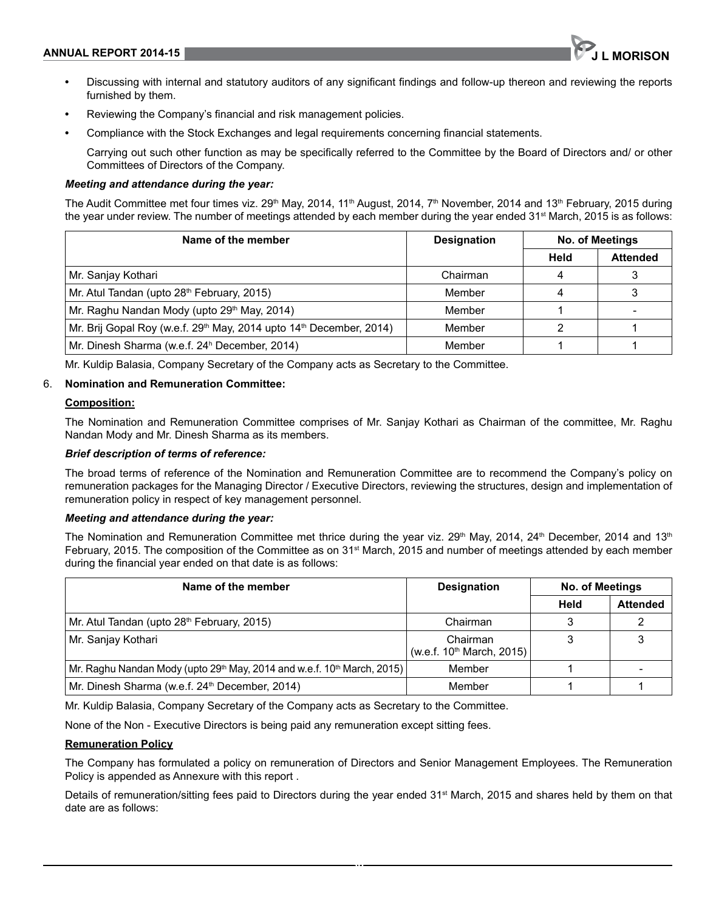- Discussing with internal and statutory auditors of any significant findings and follow-up thereon and reviewing the reports furnished by them.
- Reviewing the Company's financial and risk management policies.
- Compliance with the Stock Exchanges and legal requirements concerning financial statements.

  Carrying out such other function as may be specifically referred to the Committee by the Board of Directors and/ or other Committees of Directors of the Company.

***Meeting and attendance during the year:***

The Audit Committee met four times viz. 29th May, 2014, 11th August, 2014, 7th November, 2014 and 13th February, 2015 during the year under review. The number of meetings attended by each member during the year ended 31st March, 2015 is as follows:

| Name of the member | Designation | No. of Meetings | |
|---|---|---|---|
| | | Held | Attended |
| Mr. Sanjay Kothari | Chairman | 4 | 3 |
| Mr. Atul Tandan (upto 28th February, 2015) | Member | 4 | 3 |
| Mr. Raghu Nandan Mody (upto 29th May, 2014) | Member | 1 | - |
| Mr. Brij Gopal Roy (w.e.f. 29th May, 2014 upto 14th December, 2014) | Member | 2 | 1 |
| Mr. Dinesh Sharma (w.e.f. 24h December, 2014) | Member | 1 | 1 |

Mr. Kuldip Balasia, Company Secretary of the Company acts as Secretary to the Committee.

6. **Nomination and Remuneration Committee:**

**Composition:**

The Nomination and Remuneration Committee comprises of Mr. Sanjay Kothari as Chairman of the committee, Mr. Raghu Nandan Mody and Mr. Dinesh Sharma as its members.

***Brief description of terms of reference:***

The broad terms of reference of the Nomination and Remuneration Committee are to recommend the Company's policy on remuneration packages for the Managing Director / Executive Directors, reviewing the structures, design and implementation of remuneration policy in respect of key management personnel.

***Meeting and attendance during the year:***

The Nomination and Remuneration Committee met thrice during the year viz. 29th May, 2014, 24th December, 2014 and 13th February, 2015. The composition of the Committee as on 31st March, 2015 and number of meetings attended by each member during the financial year ended on that date is as follows:

| Name of the member | Designation | No. of Meetings | |
|---|---|---|---|
| | | Held | Attended |
| Mr. Atul Tandan (upto 28th February, 2015) | Chairman | 3 | 2 |
| Mr. Sanjay Kothari | Chairman (w.e.f. 10th March, 2015) | 3 | 3 |
| Mr. Raghu Nandan Mody (upto 29th May, 2014 and w.e.f. 10th March, 2015) | Member | 1 | - |
| Mr. Dinesh Sharma (w.e.f. 24th December, 2014) | Member | 1 | 1 |

Mr. Kuldip Balasia, Company Secretary of the Company acts as Secretary to the Committee.

None of the Non - Executive Directors is being paid any remuneration except sitting fees.

**Remuneration Policy**

The Company has formulated a policy on remuneration of Directors and Senior Management Employees. The Remuneration Policy is appended as Annexure with this report .

Details of remuneration/sitting fees paid to Directors during the year ended 31st March, 2015 and shares held by them on that date are as follows: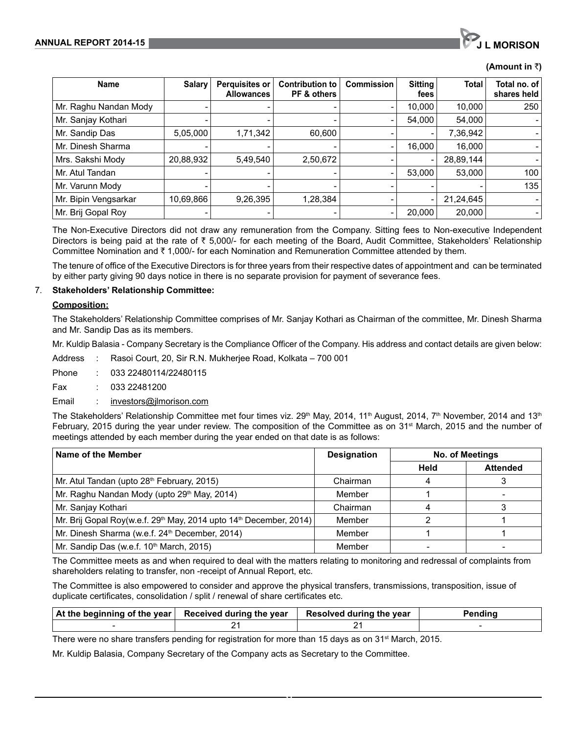(Amount in ₹)

| Name | Salary | Perquisites or Allowances | Contribution to PF & others | Commission | Sitting fees | Total | Total no. of shares held |
|---|---|---|---|---|---|---|---|
| Mr. Raghu Nandan Mody | - | - | - | - | 10,000 | 10,000 | 250 |
| Mr. Sanjay Kothari | - | - | - | - | 54,000 | 54,000 | - |
| Mr. Sandip Das | 5,05,000 | 1,71,342 | 60,600 | - | - | 7,36,942 | - |
| Mr. Dinesh Sharma | - | - | - | - | 16,000 | 16,000 | - |
| Mrs. Sakshi Mody | 20,88,932 | 5,49,540 | 2,50,672 | - | - | 28,89,144 | - |
| Mr. Atul Tandan | - | - | - | - | 53,000 | 53,000 | 100 |
| Mr. Varunn Mody | - | - | - | - | - | - | 135 |
| Mr. Bipin Vengsarkar | 10,69,866 | 9,26,395 | 1,28,384 | - | - | 21,24,645 | - |
| Mr. Brij Gopal Roy | - | - | - | - | 20,000 | 20,000 | - |

The Non-Executive Directors did not draw any remuneration from the Company. Sitting fees to Non-executive Independent Directors is being paid at the rate of ₹ 5,000/- for each meeting of the Board, Audit Committee, Stakeholders' Relationship Committee Nomination and ₹ 1,000/- for each Nomination and Remuneration Committee attended by them.

The tenure of office of the Executive Directors is for three years from their respective dates of appointment and can be terminated by either party giving 90 days notice in there is no separate provision for payment of severance fees.

7. **Stakeholders' Relationship Committee:**

**Composition:**

The Stakeholders' Relationship Committee comprises of Mr. Sanjay Kothari as Chairman of the committee, Mr. Dinesh Sharma and Mr. Sandip Das as its members.

Mr. Kuldip Balasia - Company Secretary is the Compliance Officer of the Company. His address and contact details are given below:

Address : Rasoi Court, 20, Sir R.N. Mukherjee Road, Kolkata – 700 001

Phone : 033 22480114/22480115

Fax : 033 22481200

Email : investors@jlmorison.com

The Stakeholders' Relationship Committee met four times viz. 29th May, 2014, 11th August, 2014, 7th November, 2014 and 13th February, 2015 during the year under review. The composition of the Committee as on 31st March, 2015 and the number of meetings attended by each member during the year ended on that date is as follows:

| Name of the Member | Designation | No. of Meetings | |
|---|---|---|---|
| | | Held | Attended |
| Mr. Atul Tandan (upto 28th February, 2015) | Chairman | 4 | 3 |
| Mr. Raghu Nandan Mody (upto 29th May, 2014) | Member | 1 | - |
| Mr. Sanjay Kothari | Chairman | 4 | 3 |
| Mr. Brij Gopal Roy(w.e.f. 29th May, 2014 upto 14th December, 2014) | Member | 2 | 1 |
| Mr. Dinesh Sharma (w.e.f. 24th December, 2014) | Member | 1 | 1 |
| Mr. Sandip Das (w.e.f. 10th March, 2015) | Member | - | - |

The Committee meets as and when required to deal with the matters relating to monitoring and redressal of complaints from shareholders relating to transfer, non -receipt of Annual Report, etc.

The Committee is also empowered to consider and approve the physical transfers, transmissions, transposition, issue of duplicate certificates, consolidation / split / renewal of share certificates etc.

| At the beginning of the year | Received during the year | Resolved during the year | Pending |
|---|---|---|---|
| - | 21 | 21 | - |

There were no share transfers pending for registration for more than 15 days as on 31st March, 2015.

Mr. Kuldip Balasia, Company Secretary of the Company acts as Secretary to the Committee.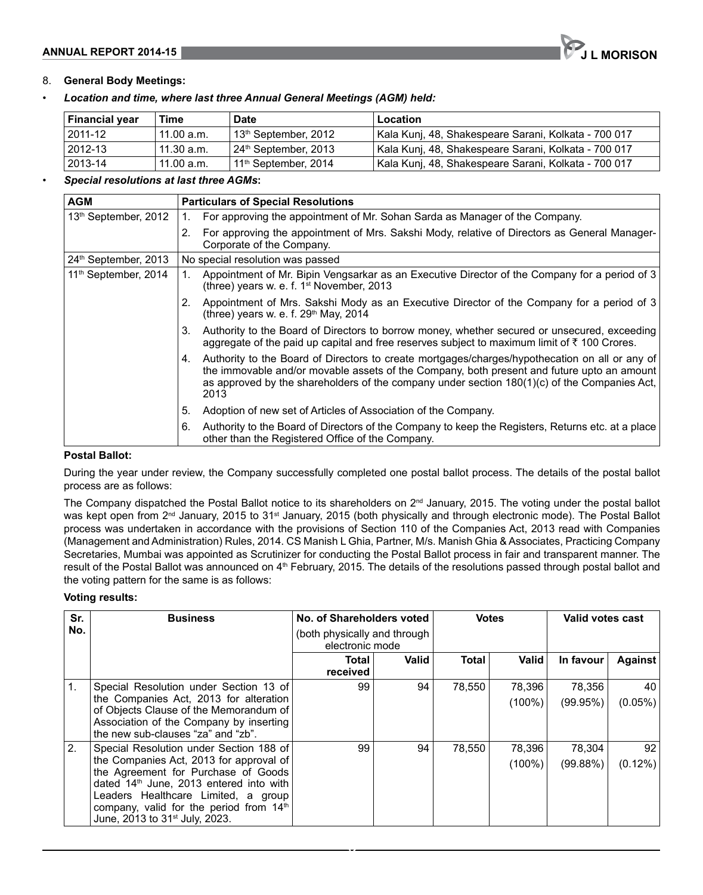8. **General Body Meetings:**

- ***Location and time, where last three Annual General Meetings (AGM) held:***

| Financial year | Time | Date | Location |
|---|---|---|---|
| 2011-12 | 11.00 a.m. | 13th September, 2012 | Kala Kunj, 48, Shakespeare Sarani, Kolkata - 700 017 |
| 2012-13 | 11.30 a.m. | 24th September, 2013 | Kala Kunj, 48, Shakespeare Sarani, Kolkata - 700 017 |
| 2013-14 | 11.00 a.m. | 11th September, 2014 | Kala Kunj, 48, Shakespeare Sarani, Kolkata - 700 017 |

- ***Special resolutions at last three AGMs*:**

| AGM | Particulars of Special Resolutions |
|---|---|
| 13th September, 2012 | 1. For approving the appointment of Mr. Sohan Sarda as Manager of the Company. |
| | 2. For approving the appointment of Mrs. Sakshi Mody, relative of Directors as General Manager-Corporate of the Company. |
| 24th September, 2013 | No special resolution was passed |
| 11th September, 2014 | 1. Appointment of Mr. Bipin Vengsarkar as an Executive Director of the Company for a period of 3 (three) years w. e. f. 1st November, 2013 |
| | 2. Appointment of Mrs. Sakshi Mody as an Executive Director of the Company for a period of 3 (three) years w. e. f. 29th May, 2014 |
| | 3. Authority to the Board of Directors to borrow money, whether secured or unsecured, exceeding aggregate of the paid up capital and free reserves subject to maximum limit of ₹ 100 Crores. |
| | 4. Authority to the Board of Directors to create mortgages/charges/hypothecation on all or any of the immovable and/or movable assets of the Company, both present and future upto an amount as approved by the shareholders of the company under section 180(1)(c) of the Companies Act, 2013 |
| | 5. Adoption of new set of Articles of Association of the Company. |
| | 6. Authority to the Board of Directors of the Company to keep the Registers, Returns etc. at a place other than the Registered Office of the Company. |

**Postal Ballot:**

During the year under review, the Company successfully completed one postal ballot process. The details of the postal ballot process are as follows:

The Company dispatched the Postal Ballot notice to its shareholders on 2nd January, 2015. The voting under the postal ballot was kept open from 2nd January, 2015 to 31st January, 2015 (both physically and through electronic mode). The Postal Ballot process was undertaken in accordance with the provisions of Section 110 of the Companies Act, 2013 read with Companies (Management and Administration) Rules, 2014. CS Manish L Ghia, Partner, M/s. Manish Ghia & Associates, Practicing Company Secretaries, Mumbai was appointed as Scrutinizer for conducting the Postal Ballot process in fair and transparent manner. The result of the Postal Ballot was announced on 4th February, 2015. The details of the resolutions passed through postal ballot and the voting pattern for the same is as follows:

**Voting results:**

| Sr. No. | Business | No. of Shareholders voted (both physically and through electronic mode | | Votes | | Valid votes cast | |
|---|---|---|---|---|---|---|---|
| | | Total received | Valid | Total | Valid | In favour | Against |
| 1. | Special Resolution under Section 13 of the Companies Act, 2013 for alteration of Objects Clause of the Memorandum of Association of the Company by inserting the new sub-clauses "za" and "zb". | 99 | 94 | 78,550 | 78,396 (100%) | 78,356 (99.95%) | 40 (0.05%) |
| 2. | Special Resolution under Section 188 of the Companies Act, 2013 for approval of the Agreement for Purchase of Goods dated 14th June, 2013 entered into with Leaders Healthcare Limited, a group company, valid for the period from 14th June, 2013 to 31st July, 2023. | 99 | 94 | 78,550 | 78,396 (100%) | 78,304 (99.88%) | 92 (0.12%) |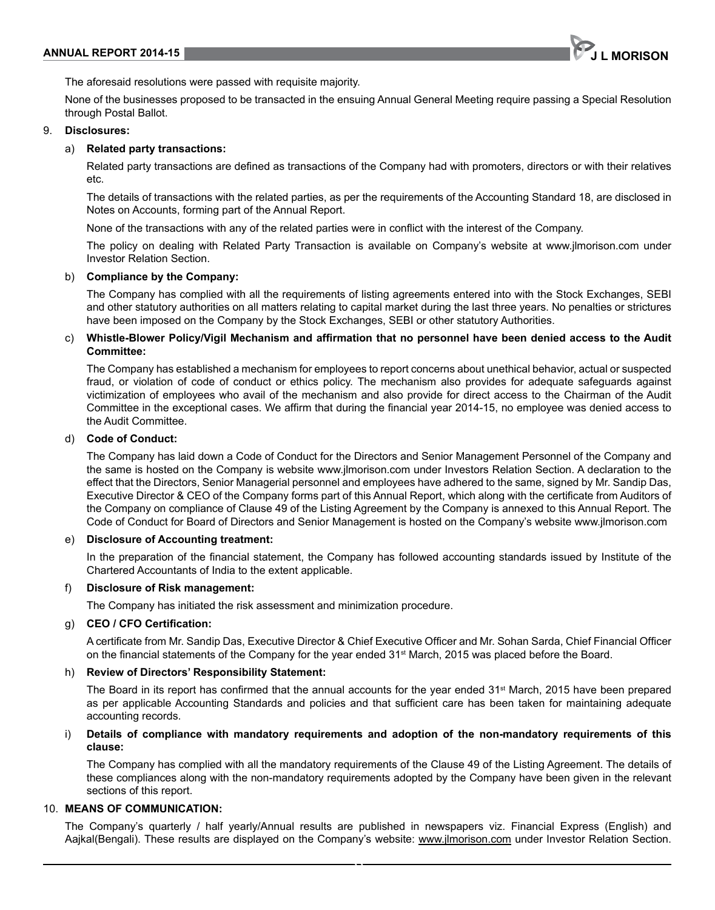The aforesaid resolutions were passed with requisite majority.

None of the businesses proposed to be transacted in the ensuing Annual General Meeting require passing a Special Resolution through Postal Ballot.

9. **Disclosures:**

   a) **Related party transactions:**

   Related party transactions are defined as transactions of the Company had with promoters, directors or with their relatives etc.

   The details of transactions with the related parties, as per the requirements of the Accounting Standard 18, are disclosed in Notes on Accounts, forming part of the Annual Report.

   None of the transactions with any of the related parties were in conflict with the interest of the Company.

   The policy on dealing with Related Party Transaction is available on Company's website at www.jlmorison.com under Investor Relation Section.

   b) **Compliance by the Company:**

   The Company has complied with all the requirements of listing agreements entered into with the Stock Exchanges, SEBI and other statutory authorities on all matters relating to capital market during the last three years. No penalties or strictures have been imposed on the Company by the Stock Exchanges, SEBI or other statutory Authorities.

   c) **Whistle-Blower Policy/Vigil Mechanism and affirmation that no personnel have been denied access to the Audit Committee:**

   The Company has established a mechanism for employees to report concerns about unethical behavior, actual or suspected fraud, or violation of code of conduct or ethics policy. The mechanism also provides for adequate safeguards against victimization of employees who avail of the mechanism and also provide for direct access to the Chairman of the Audit Committee in the exceptional cases. We affirm that during the financial year 2014-15, no employee was denied access to the Audit Committee.

   d) **Code of Conduct:**

   The Company has laid down a Code of Conduct for the Directors and Senior Management Personnel of the Company and the same is hosted on the Company is website www.jlmorison.com under Investors Relation Section. A declaration to the effect that the Directors, Senior Managerial personnel and employees have adhered to the same, signed by Mr. Sandip Das, Executive Director & CEO of the Company forms part of this Annual Report, which along with the certificate from Auditors of the Company on compliance of Clause 49 of the Listing Agreement by the Company is annexed to this Annual Report. The Code of Conduct for Board of Directors and Senior Management is hosted on the Company's website www.jlmorison.com

   e) **Disclosure of Accounting treatment:**

   In the preparation of the financial statement, the Company has followed accounting standards issued by Institute of the Chartered Accountants of India to the extent applicable.

   f) **Disclosure of Risk management:**

   The Company has initiated the risk assessment and minimization procedure.

   g) **CEO / CFO Certification:**

   A certificate from Mr. Sandip Das, Executive Director & Chief Executive Officer and Mr. Sohan Sarda, Chief Financial Officer on the financial statements of the Company for the year ended 31st March, 2015 was placed before the Board.

   h) **Review of Directors' Responsibility Statement:**

   The Board in its report has confirmed that the annual accounts for the year ended 31st March, 2015 have been prepared as per applicable Accounting Standards and policies and that sufficient care has been taken for maintaining adequate accounting records.

   i) **Details of compliance with mandatory requirements and adoption of the non-mandatory requirements of this clause:**

   The Company has complied with all the mandatory requirements of the Clause 49 of the Listing Agreement. The details of these compliances along with the non-mandatory requirements adopted by the Company have been given in the relevant sections of this report.

10. **MEANS OF COMMUNICATION:**

The Company's quarterly / half yearly/Annual results are published in newspapers viz. Financial Express (English) and Aajkal(Bengali). These results are displayed on the Company's website: www.jlmorison.com under Investor Relation Section.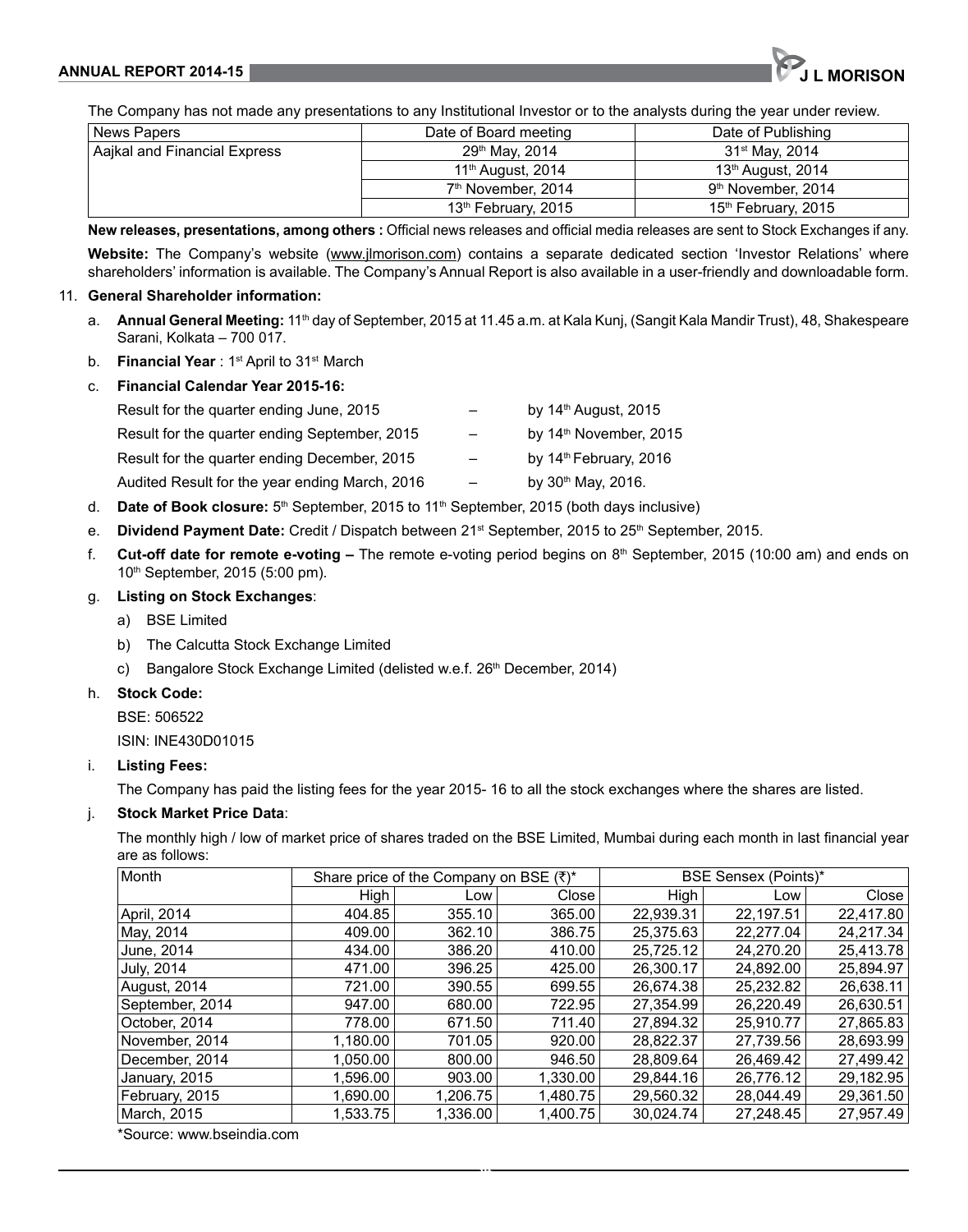The Company has not made any presentations to any Institutional Investor or to the analysts during the year under review.

| News Papers | Date of Board meeting | Date of Publishing |
|---|---|---|
| Aajkal and Financial Express | 29th May, 2014 | 31st May, 2014 |
| | 11th August, 2014 | 13th August, 2014 |
| | 7th November, 2014 | 9th November, 2014 |
| | 13th February, 2015 | 15th February, 2015 |

**New releases, presentations, among others :** Official news releases and official media releases are sent to Stock Exchanges if any.

**Website:** The Company's website (www.jlmorison.com) contains a separate dedicated section 'Investor Relations' where shareholders' information is available. The Company's Annual Report is also available in a user-friendly and downloadable form.

11. **General Shareholder information:**

a. **Annual General Meeting:** 11th day of September, 2015 at 11.45 a.m. at Kala Kunj, (Sangit Kala Mandir Trust), 48, Shakespeare Sarani, Kolkata – 700 017.

b. **Financial Year** : 1st April to 31st March

c. **Financial Calendar Year 2015-16:**

| | | |
|---|---|---|
| Result for the quarter ending June, 2015 | – | by 14th August, 2015 |
| Result for the quarter ending September, 2015 | – | by 14th November, 2015 |
| Result for the quarter ending December, 2015 | – | by 14th February, 2016 |
| Audited Result for the year ending March, 2016 | – | by 30th May, 2016. |

d. **Date of Book closure:** 5th September, 2015 to 11th September, 2015 (both days inclusive)

e. **Dividend Payment Date:** Credit / Dispatch between 21st September, 2015 to 25th September, 2015.

f. **Cut-off date for remote e-voting –** The remote e-voting period begins on 8th September, 2015 (10:00 am) and ends on 10th September, 2015 (5:00 pm).

g. **Listing on Stock Exchanges**:

a) BSE Limited

b) The Calcutta Stock Exchange Limited

c) Bangalore Stock Exchange Limited (delisted w.e.f. 26th December, 2014)

h. **Stock Code:**

BSE: 506522

ISIN: INE430D01015

i. **Listing Fees:**

The Company has paid the listing fees for the year 2015- 16 to all the stock exchanges where the shares are listed.

j. **Stock Market Price Data**:

The monthly high / low of market price of shares traded on the BSE Limited, Mumbai during each month in last financial year are as follows:

| Month | Share price of the Company on BSE (₹)* | | | BSE Sensex (Points)* | | |
|---|---|---|---|---|---|---|
| | High | Low | Close | High | Low | Close |
| April, 2014 | 404.85 | 355.10 | 365.00 | 22,939.31 | 22,197.51 | 22,417.80 |
| May, 2014 | 409.00 | 362.10 | 386.75 | 25,375.63 | 22,277.04 | 24,217.34 |
| June, 2014 | 434.00 | 386.20 | 410.00 | 25,725.12 | 24,270.20 | 25,413.78 |
| July, 2014 | 471.00 | 396.25 | 425.00 | 26,300.17 | 24,892.00 | 25,894.97 |
| August, 2014 | 721.00 | 390.55 | 699.55 | 26,674.38 | 25,232.82 | 26,638.11 |
| September, 2014 | 947.00 | 680.00 | 722.95 | 27,354.99 | 26,220.49 | 26,630.51 |
| October, 2014 | 778.00 | 671.50 | 711.40 | 27,894.32 | 25,910.77 | 27,865.83 |
| November, 2014 | 1,180.00 | 701.05 | 920.00 | 28,822.37 | 27,739.56 | 28,693.99 |
| December, 2014 | 1,050.00 | 800.00 | 946.50 | 28,809.64 | 26,469.42 | 27,499.42 |
| January, 2015 | 1,596.00 | 903.00 | 1,330.00 | 29,844.16 | 26,776.12 | 29,182.95 |
| February, 2015 | 1,690.00 | 1,206.75 | 1,480.75 | 29,560.32 | 28,044.49 | 29,361.50 |
| March, 2015 | 1,533.75 | 1,336.00 | 1,400.75 | 30,024.74 | 27,248.45 | 27,957.49 |

*Source: www.bseindia.com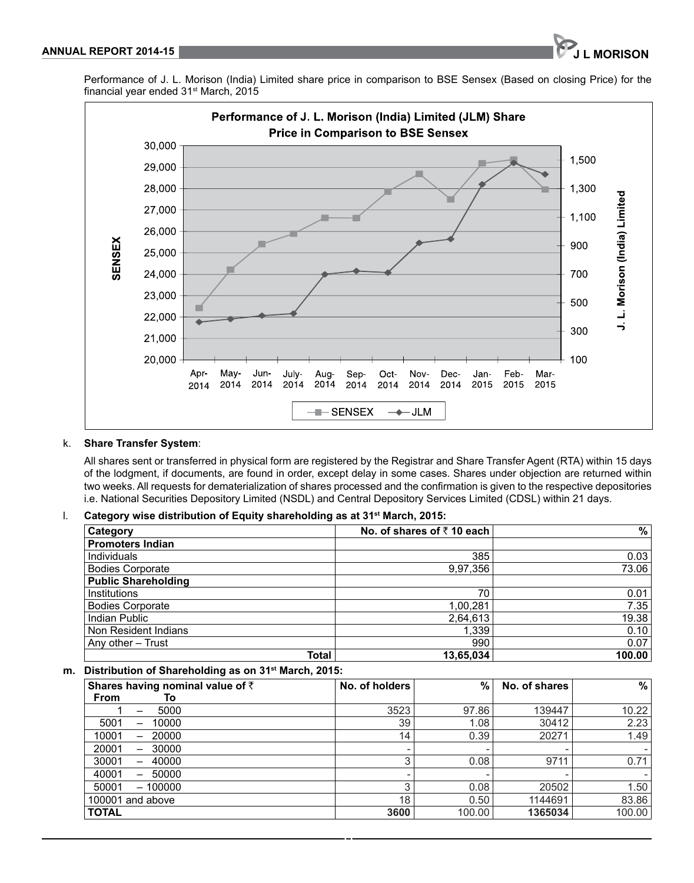Performance of J. L. Morison (India) Limited share price in comparison to BSE Sensex (Based on closing Price) for the financial year ended 31st March, 2015

k. **Share Transfer System**:

All shares sent or transferred in physical form are registered by the Registrar and Share Transfer Agent (RTA) within 15 days of the lodgment, if documents, are found in order, except delay in some cases. Shares under objection are returned within two weeks. All requests for dematerialization of shares processed and the confirmation is given to the respective depositories i.e. National Securities Depository Limited (NSDL) and Central Depository Services Limited (CDSL) within 21 days.

l. **Category wise distribution of Equity shareholding as at 31st March, 2015:**

| Category | No. of shares of ₹ 10 each | % |
|---|---:|---:|
| **Promoters Indian** | | |
| Individuals | 385 | 0.03 |
| Bodies Corporate | 9,97,356 | 73.06 |
| **Public Shareholding** | | |
| Institutions | 70 | 0.01 |
| Bodies Corporate | 1,00,281 | 7.35 |
| Indian Public | 2,64,613 | 19.38 |
| Non Resident Indians | 1,339 | 0.10 |
| Any other – Trust | 990 | 0.07 |
| **Total** | **13,65,034** | **100.00** |

**m. Distribution of Shareholding as on 31st March, 2015:**

| Shares having nominal value of ₹ From – To | No. of holders | % | No. of shares | % |
|---|---:|---:|---:|---:|
| 1 – 5000 | 3523 | 97.86 | 139447 | 10.22 |
| 5001 – 10000 | 39 | 1.08 | 30412 | 2.23 |
| 10001 – 20000 | 14 | 0.39 | 20271 | 1.49 |
| 20001 – 30000 | - | - | - | - |
| 30001 – 40000 | 3 | 0.08 | 9711 | 0.71 |
| 40001 – 50000 | - | - | - | - |
| 50001 – 100000 | 3 | 0.08 | 20502 | 1.50 |
| 100001 and above | 18 | 0.50 | 1144691 | 83.86 |
| **TOTAL** | **3600** | 100.00 | **1365034** | 100.00 |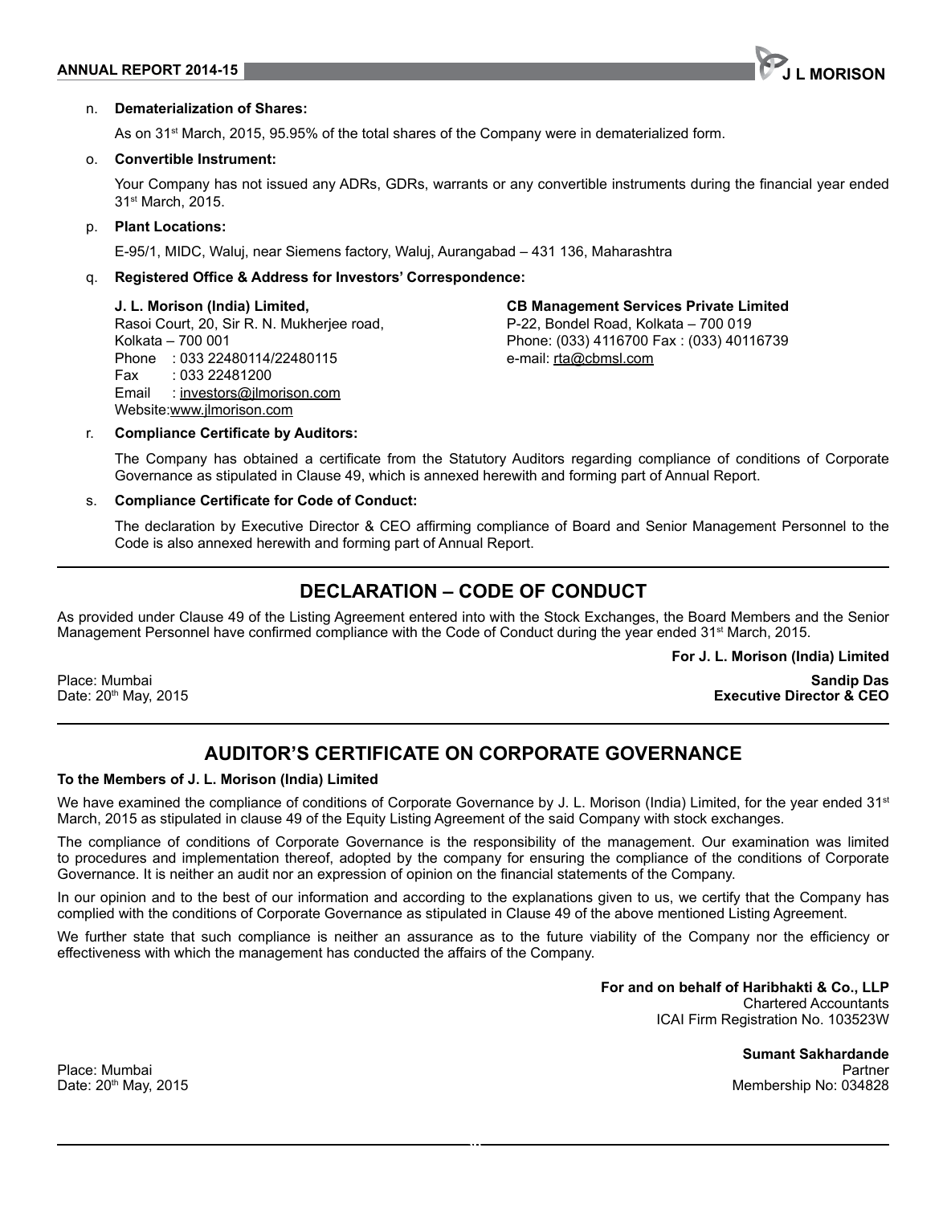n. **Dematerialization of Shares:**

As on 31st March, 2015, 95.95% of the total shares of the Company were in dematerialized form.

o. **Convertible Instrument:**

Your Company has not issued any ADRs, GDRs, warrants or any convertible instruments during the financial year ended 31st March, 2015.

p. **Plant Locations:**

E-95/1, MIDC, Waluj, near Siemens factory, Waluj, Aurangabad – 431 136, Maharashtra

q. **Registered Office & Address for Investors' Correspondence:**

**J. L. Morison (India) Limited,**
Rasoi Court, 20, Sir R. N. Mukherjee road,
Kolkata – 700 001
Phone : 033 22480114/22480115
Fax : 033 22481200
Email : investors@jlmorison.com
Website:www.jlmorison.com

**CB Management Services Private Limited**
P-22, Bondel Road, Kolkata – 700 019
Phone: (033) 4116700 Fax : (033) 40116739
e-mail: rta@cbmsl.com

r. **Compliance Certificate by Auditors:**

The Company has obtained a certificate from the Statutory Auditors regarding compliance of conditions of Corporate Governance as stipulated in Clause 49, which is annexed herewith and forming part of Annual Report.

s. **Compliance Certificate for Code of Conduct:**

The declaration by Executive Director & CEO affirming compliance of Board and Senior Management Personnel to the Code is also annexed herewith and forming part of Annual Report.

## DECLARATION – CODE OF CONDUCT

As provided under Clause 49 of the Listing Agreement entered into with the Stock Exchanges, the Board Members and the Senior Management Personnel have confirmed compliance with the Code of Conduct during the year ended 31st March, 2015.

**For J. L. Morison (India) Limited**

Place: Mumbai
Date: 20th May, 2015

**Sandip Das**
**Executive Director & CEO**

## AUDITOR'S CERTIFICATE ON CORPORATE GOVERNANCE

**To the Members of J. L. Morison (India) Limited**

We have examined the compliance of conditions of Corporate Governance by J. L. Morison (India) Limited, for the year ended 31st March, 2015 as stipulated in clause 49 of the Equity Listing Agreement of the said Company with stock exchanges.

The compliance of conditions of Corporate Governance is the responsibility of the management. Our examination was limited to procedures and implementation thereof, adopted by the company for ensuring the compliance of the conditions of Corporate Governance. It is neither an audit nor an expression of opinion on the financial statements of the Company.

In our opinion and to the best of our information and according to the explanations given to us, we certify that the Company has complied with the conditions of Corporate Governance as stipulated in Clause 49 of the above mentioned Listing Agreement.

We further state that such compliance is neither an assurance as to the future viability of the Company nor the efficiency or effectiveness with which the management has conducted the affairs of the Company.

**For and on behalf of Haribhakti & Co., LLP**
Chartered Accountants
ICAI Firm Registration No. 103523W

**Sumant Sakhardande**
Partner
Membership No: 034828

Place: Mumbai
Date: 20th May, 2015